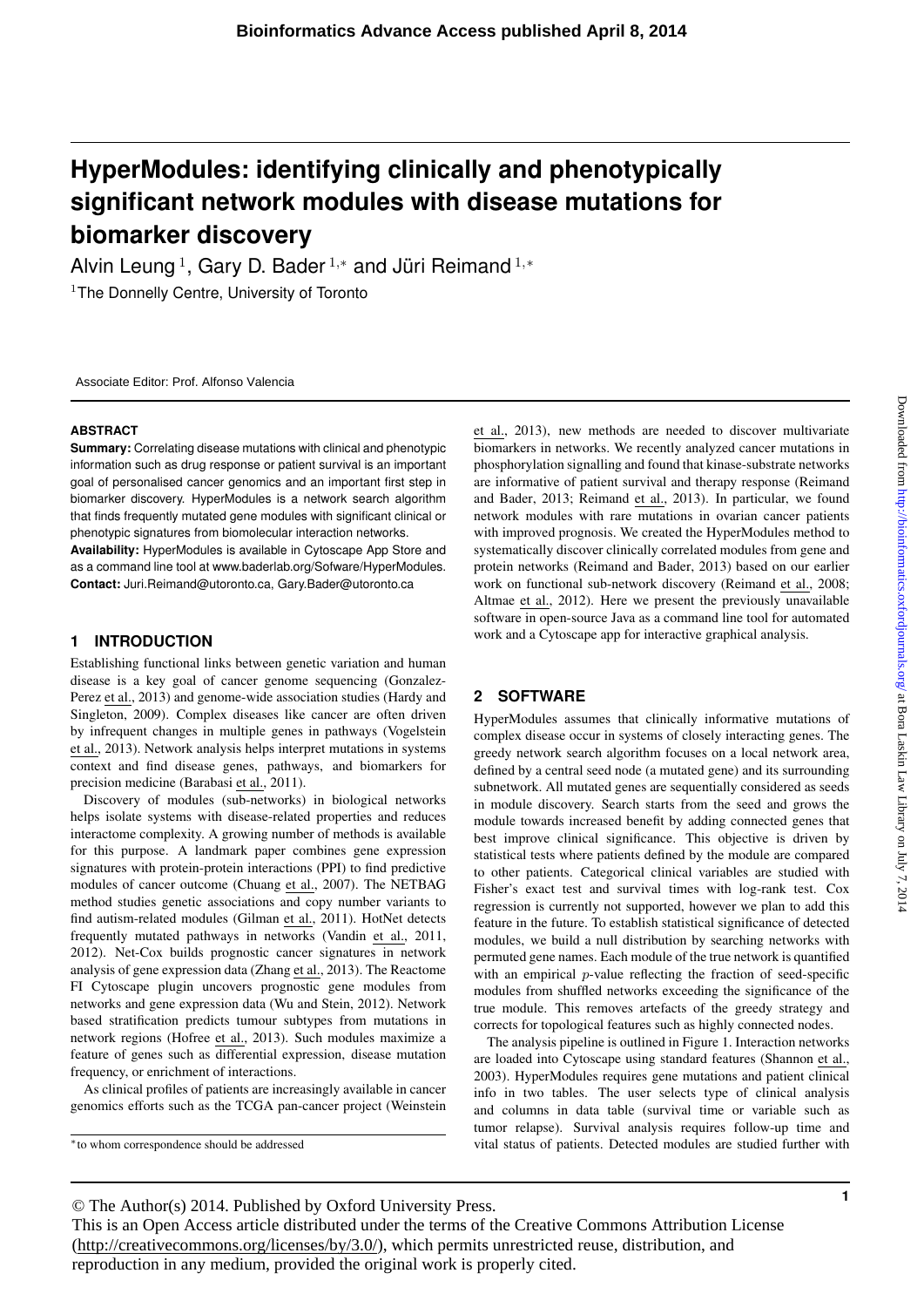# HyperModules: identifying clinically and phenotypically significant network modules with disease mutations for biomarker discovery

Alvin Leung [1], Gary D. Bader [1,*] and Jüri Reimand [1,*]

[1]The Donnelly Centre, University of Toronto

Associate Editor: Prof. Alfonso Valencia

#### ABSTRACT

**Summary:** Correlating disease mutations with clinical and phenotypic information such as drug response or patient survival is an important goal of personalised cancer genomics and an important first step in biomarker discovery. HyperModules is a network search algorithm that finds frequently mutated gene modules with significant clinical or phenotypic signatures from biomolecular interaction networks.

**Availability:** HyperModules is available in Cytoscape App Store and as a command line tool at www.baderlab.org/Sofware/HyperModules.

**Contact:** Juri.Reimand@utoronto.ca, Gary.Bader@utoronto.ca

## 1 INTRODUCTION

Establishing functional links between genetic variation and human disease is a key goal of cancer genome sequencing (Gonzalez-Perez et al., 2013) and genome-wide association studies (Hardy and Singleton, 2009). Complex diseases like cancer are often driven by infrequent changes in multiple genes in pathways (Vogelstein et al., 2013). Network analysis helps interpret mutations in systems context and find disease genes, pathways, and biomarkers for precision medicine (Barabasi et al., 2011).

Discovery of modules (sub-networks) in biological networks helps isolate systems with disease-related properties and reduces interactome complexity. A growing number of methods is available for this purpose. A landmark paper combines gene expression signatures with protein-protein interactions (PPI) to find predictive modules of cancer outcome (Chuang et al., 2007). The NETBAG method studies genetic associations and copy number variants to find autism-related modules (Gilman et al., 2011). HotNet detects frequently mutated pathways in networks (Vandin et al., 2011, 2012). Net-Cox builds prognostic cancer signatures in network analysis of gene expression data (Zhang et al., 2013). The Reactome FI Cytoscape plugin uncovers prognostic gene modules from networks and gene expression data (Wu and Stein, 2012). Network based stratification predicts tumour subtypes from mutations in network regions (Hofree et al., 2013). Such modules maximize a feature of genes such as differential expression, disease mutation frequency, or enrichment of interactions.

As clinical profiles of patients are increasingly available in cancer genomics efforts such as the TCGA pan-cancer project (Weinstein et al., 2013), new methods are needed to discover multivariate biomarkers in networks. We recently analyzed cancer mutations in phosphorylation signalling and found that kinase-substrate networks are informative of patient survival and therapy response (Reimand and Bader, 2013; Reimand et al., 2013). In particular, we found network modules with rare mutations in ovarian cancer patients with improved prognosis. We created the HyperModules method to systematically discover clinically correlated modules from gene and protein networks (Reimand and Bader, 2013) based on our earlier work on functional sub-network discovery (Reimand et al., 2008; Altmae et al., 2012). Here we present the previously unavailable software in open-source Java as a command line tool for automated work and a Cytoscape app for interactive graphical analysis.

## 2 SOFTWARE

HyperModules assumes that clinically informative mutations of complex disease occur in systems of closely interacting genes. The greedy network search algorithm focuses on a local network area, defined by a central seed node (a mutated gene) and its surrounding subnetwork. All mutated genes are sequentially considered as seeds in module discovery. Search starts from the seed and grows the module towards increased benefit by adding connected genes that best improve clinical significance. This objective is driven by statistical tests where patients defined by the module are compared to other patients. Categorical clinical variables are studied with Fisher's exact test and survival times with log-rank test. Cox regression is currently not supported, however we plan to add this feature in the future. To establish statistical significance of detected modules, we build a null distribution by searching networks with permuted gene names. Each module of the true network is quantified with an empirical $p$-value reflecting the fraction of seed-specific modules from shuffled networks exceeding the significance of the true module. This removes artefacts of the greedy strategy and corrects for topological features such as highly connected nodes.

The analysis pipeline is outlined in Figure 1. Interaction networks are loaded into Cytoscape using standard features (Shannon et al., 2003). HyperModules requires gene mutations and patient clinical info in two tables. The user selects type of clinical analysis and columns in data table (survival time or variable such as tumor relapse). Survival analysis requires follow-up time and vital status of patients. Detected modules are studied further with

*to whom correspondence should be addressed

© The Author(s) 2014. Published by Oxford University Press.
This is an Open Access article distributed under the terms of the Creative Commons Attribution License (http://creativecommons.org/licenses/by/3.0/), which permits unrestricted reuse, distribution, and reproduction in any medium, provided the original work is properly cited.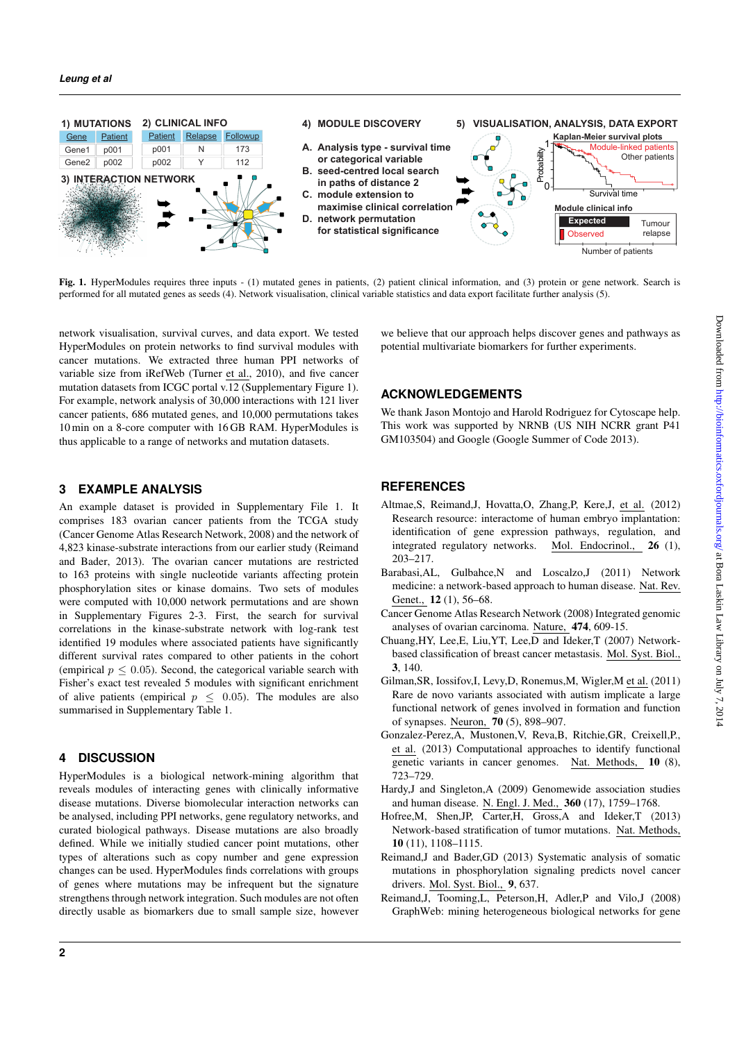**Fig. 1.** HyperModules requires three inputs - (1) mutated genes in patients, (2) patient clinical information, and (3) protein or gene network. Search is performed for all mutated genes as seeds (4). Network visualisation, clinical variable statistics and data export facilitate further analysis (5).

network visualisation, survival curves, and data export. We tested HyperModules on protein networks to find survival modules with cancer mutations. We extracted three human PPI networks of variable size from iRefWeb (Turner et al., 2010), and five cancer mutation datasets from ICGC portal v.12 (Supplementary Figure 1). For example, network analysis of 30,000 interactions with 121 liver cancer patients, 686 mutated genes, and 10,000 permutations takes 10 min on a 8-core computer with 16 GB RAM. HyperModules is thus applicable to a range of networks and mutation datasets.

## 3 EXAMPLE ANALYSIS

An example dataset is provided in Supplementary File 1. It comprises 183 ovarian cancer patients from the TCGA study (Cancer Genome Atlas Research Network, 2008) and the network of 4,823 kinase-substrate interactions from our earlier study (Reimand and Bader, 2013). The ovarian cancer mutations are restricted to 163 proteins with single nucleotide variants affecting protein phosphorylation sites or kinase domains. Two sets of modules were computed with 10,000 network permutations and are shown in Supplementary Figures 2-3. First, the search for survival correlations in the kinase-substrate network with log-rank test identified 19 modules where associated patients have significantly different survival rates compared to other patients in the cohort (empirical $p \leq 0.05$). Second, the categorical variable search with Fisher's exact test revealed 5 modules with significant enrichment of alive patients (empirical $p \leq 0.05$). The modules are also summarised in Supplementary Table 1.

## 4 DISCUSSION

HyperModules is a biological network-mining algorithm that reveals modules of interacting genes with clinically informative disease mutations. Diverse biomolecular interaction networks can be analysed, including PPI networks, gene regulatory networks, and curated biological pathways. Disease mutations are also broadly defined. While we initially studied cancer point mutations, other types of alterations such as copy number and gene expression changes can be used. HyperModules finds correlations with groups of genes where mutations may be infrequent but the signature strengthens through network integration. Such modules are not often directly usable as biomarkers due to small sample size, however we believe that our approach helps discover genes and pathways as potential multivariate biomarkers for further experiments.

## ACKNOWLEDGEMENTS

We thank Jason Montojo and Harold Rodriguez for Cytoscape help. This work was supported by NRNB (US NIH NCRR grant P41 GM103504) and Google (Google Summer of Code 2013).

## REFERENCES

Altmae,S, Reimand,J, Hovatta,O, Zhang,P, Kere,J, et al. (2012) Research resource: interactome of human embryo implantation: identification of gene expression pathways, regulation, and integrated regulatory networks. Mol. Endocrinol., **26** (1), 203–217.

Barabasi,AL, Gulbahce,N and Loscalzo,J (2011) Network medicine: a network-based approach to human disease. Nat. Rev. Genet., **12** (1), 56–68.

Cancer Genome Atlas Research Network (2008) Integrated genomic analyses of ovarian carcinoma. Nature, **474**, 609-15.

Chuang,HY, Lee,E, Liu,YT, Lee,D and Ideker,T (2007) Network-based classification of breast cancer metastasis. Mol. Syst. Biol., **3**, 140.

Gilman,SR, Iossifov,I, Levy,D, Ronemus,M, Wigler,M et al. (2011) Rare de novo variants associated with autism implicate a large functional network of genes involved in formation and function of synapses. Neuron, **70** (5), 898–907.

Gonzalez-Perez,A, Mustonen,V, Reva,B, Ritchie,GR, Creixell,P., et al. (2013) Computational approaches to identify functional genetic variants in cancer genomes. Nat. Methods, **10** (8), 723–729.

Hardy,J and Singleton,A (2009) Genomewide association studies and human disease. N. Engl. J. Med., **360** (17), 1759–1768.

Hofree,M, Shen,JP, Carter,H, Gross,A and Ideker,T (2013) Network-based stratification of tumor mutations. Nat. Methods, **10** (11), 1108–1115.

Reimand,J and Bader,GD (2013) Systematic analysis of somatic mutations in phosphorylation signaling predicts novel cancer drivers. Mol. Syst. Biol., **9**, 637.

Reimand,J, Tooming,L, Peterson,H, Adler,P and Vilo,J (2008) GraphWeb: mining heterogeneous biological networks for gene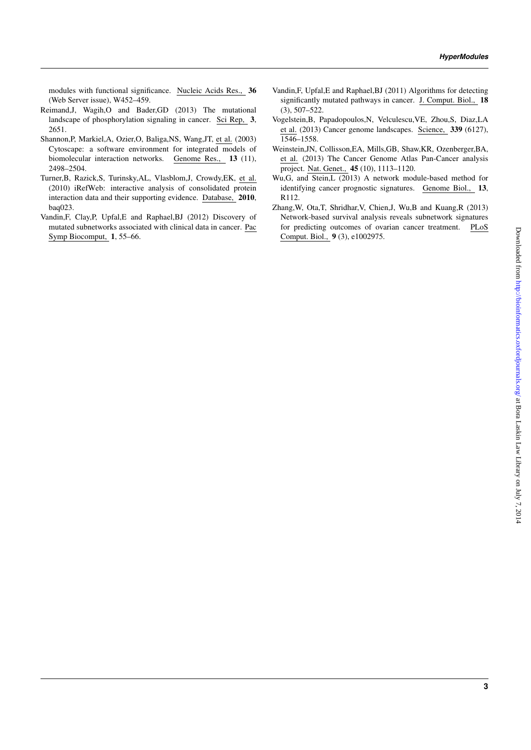modules with functional significance. Nucleic Acids Res., **36** (Web Server issue), W452–459.

Reimand,J, Wagih,O and Bader,GD (2013) The mutational landscape of phosphorylation signaling in cancer. Sci Rep, **3**, 2651.

Shannon,P, Markiel,A, Ozier,O, Baliga,NS, Wang,JT, et al. (2003) Cytoscape: a software environment for integrated models of biomolecular interaction networks. Genome Res., **13** (11), 2498–2504.

Turner,B, Razick,S, Turinsky,AL, Vlasblom,J, Crowdy,EK, et al. (2010) iRefWeb: interactive analysis of consolidated protein interaction data and their supporting evidence. Database, **2010**, baq023.

Vandin,F, Clay,P, Upfal,E and Raphael,BJ (2012) Discovery of mutated subnetworks associated with clinical data in cancer. Pac Symp Biocomput, **1**, 55–66.

Vandin,F, Upfal,E and Raphael,BJ (2011) Algorithms for detecting significantly mutated pathways in cancer. J. Comput. Biol., **18** (3), 507–522.

Vogelstein,B, Papadopoulos,N, Velculescu,VE, Zhou,S, Diaz,LA et al. (2013) Cancer genome landscapes. Science, **339** (6127), 1546–1558.

Weinstein,JN, Collisson,EA, Mills,GB, Shaw,KR, Ozenberger,BA, et al. (2013) The Cancer Genome Atlas Pan-Cancer analysis project. Nat. Genet., **45** (10), 1113–1120.

Wu,G, and Stein,L (2013) A network module-based method for identifying cancer prognostic signatures. Genome Biol., **13**, R112.

Zhang,W, Ota,T, Shridhar,V, Chien,J, Wu,B and Kuang,R (2013) Network-based survival analysis reveals subnetwork signatures for predicting outcomes of ovarian cancer treatment. PLoS Comput. Biol., **9** (3), e1002975.